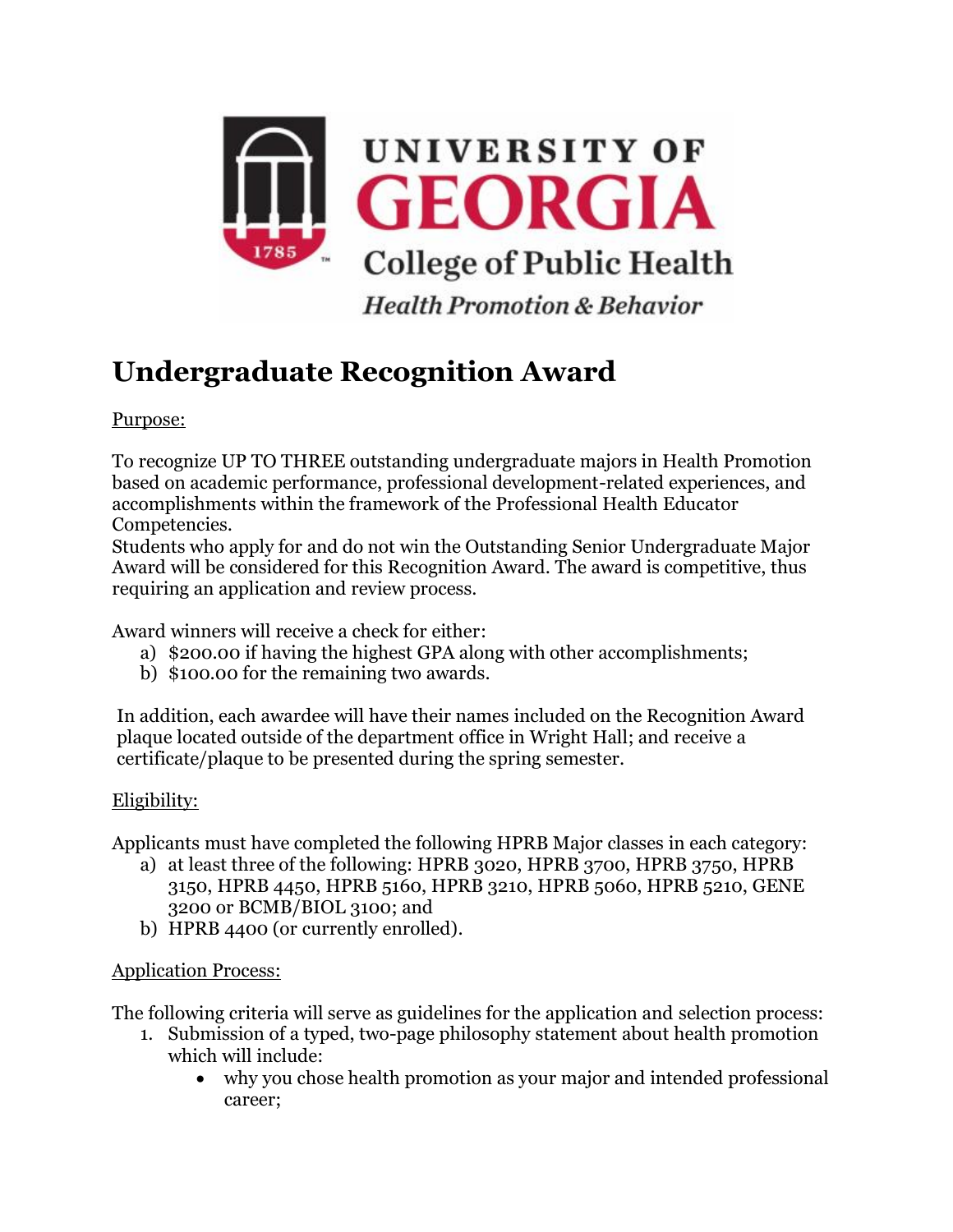UNIVERSITY OF GEORGIA
College of Public Health
*Health Promotion & Behavior*

# Undergraduate Recognition Award

Purpose:

To recognize UP TO THREE outstanding undergraduate majors in Health Promotion based on academic performance, professional development-related experiences, and accomplishments within the framework of the Professional Health Educator Competencies.
Students who apply for and do not win the Outstanding Senior Undergraduate Major Award will be considered for this Recognition Award. The award is competitive, thus requiring an application and review process.

Award winners will receive a check for either:

a) $200.00 if having the highest GPA along with other accomplishments;
b) $100.00 for the remaining two awards.

In addition, each awardee will have their names included on the Recognition Award plaque located outside of the department office in Wright Hall; and receive a certificate/plaque to be presented during the spring semester.

Eligibility:

Applicants must have completed the following HPRB Major classes in each category:

a) at least three of the following: HPRB 3020, HPRB 3700, HPRB 3750, HPRB 3150, HPRB 4450, HPRB 5160, HPRB 3210, HPRB 5060, HPRB 5210, GENE 3200 or BCMB/BIOL 3100; and
b) HPRB 4400 (or currently enrolled).

Application Process:

The following criteria will serve as guidelines for the application and selection process:

1. Submission of a typed, two-page philosophy statement about health promotion which will include:
   - why you chose health promotion as your major and intended professional career;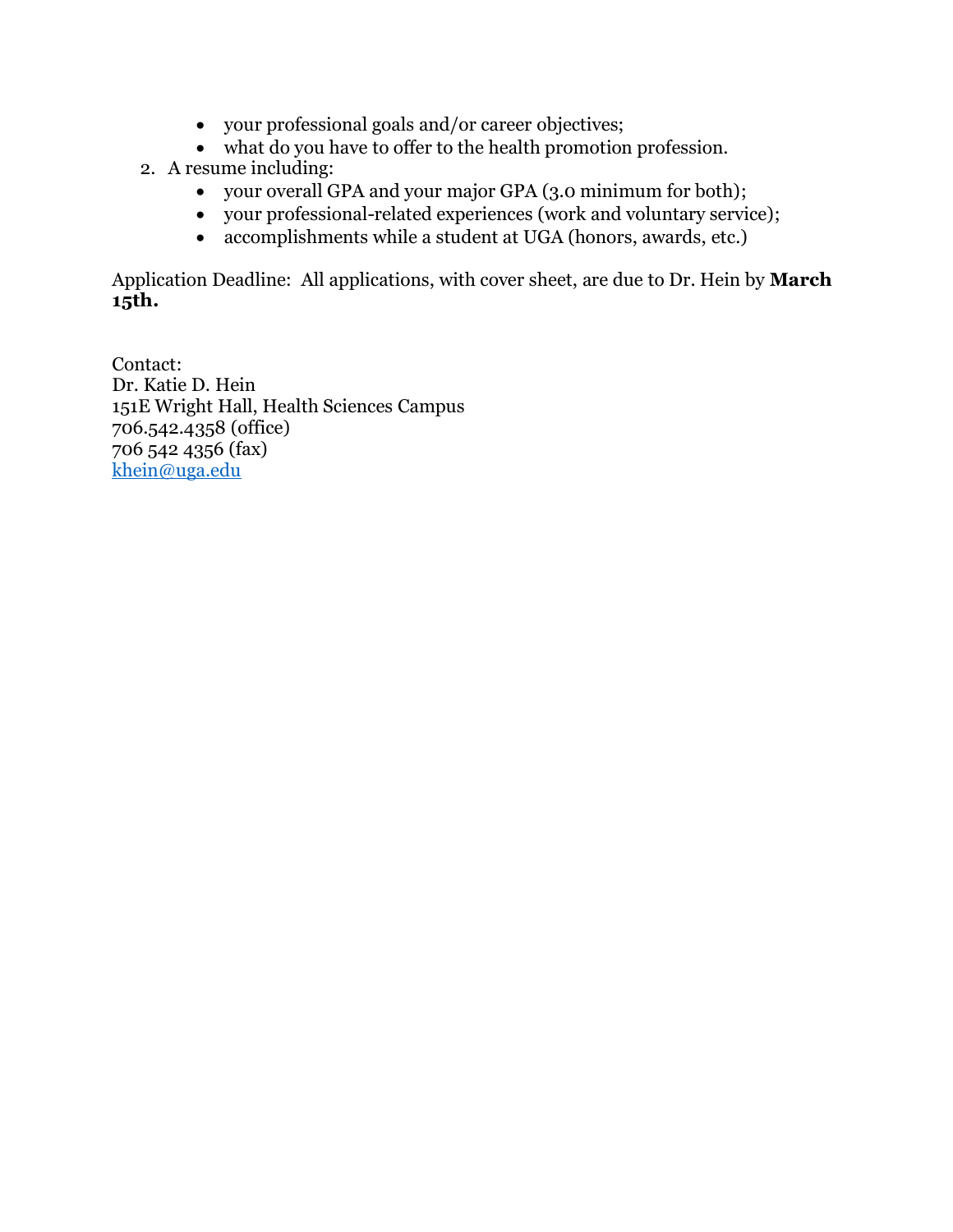- your professional goals and/or career objectives;
- what do you have to offer to the health promotion profession.

2. A resume including:
   - your overall GPA and your major GPA (3.0 minimum for both);
   - your professional-related experiences (work and voluntary service);
   - accomplishments while a student at UGA (honors, awards, etc.)

Application Deadline: All applications, with cover sheet, are due to Dr. Hein by **March 15th.**

Contact:
Dr. Katie D. Hein
151E Wright Hall, Health Sciences Campus
706.542.4358 (office)
706 542 4356 (fax)
khein@uga.edu